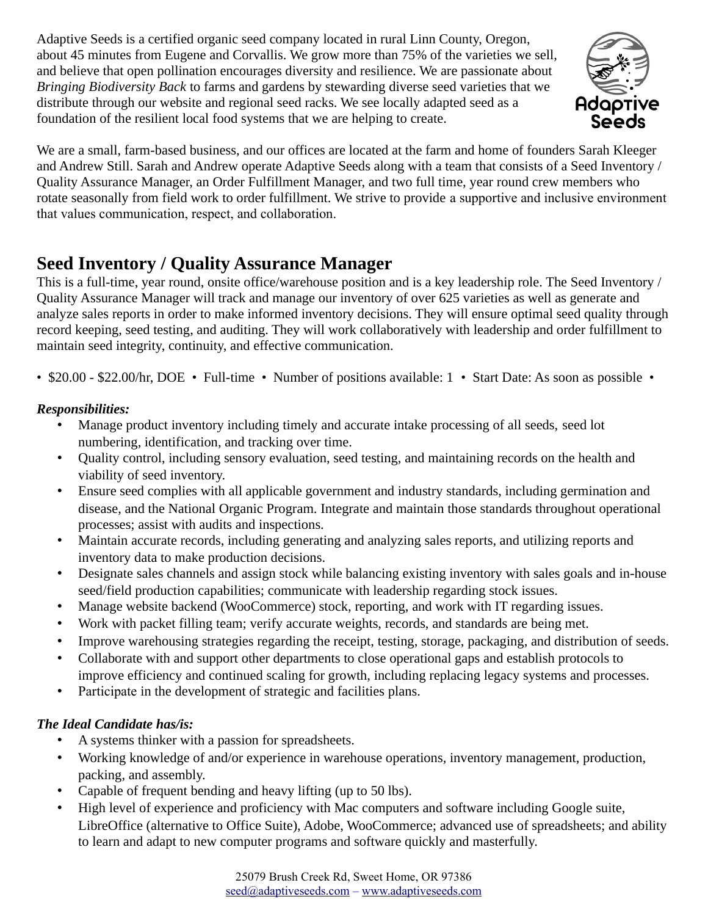Adaptive Seeds is a certified organic seed company located in rural Linn County, Oregon, about 45 minutes from Eugene and Corvallis. We grow more than 75% of the varieties we sell, and believe that open pollination encourages diversity and resilience. We are passionate about *Bringing Biodiversity Back* to farms and gardens by stewarding diverse seed varieties that we distribute through our website and regional seed racks. We see locally adapted seed as a foundation of the resilient local food systems that we are helping to create.

We are a small, farm-based business, and our offices are located at the farm and home of founders Sarah Kleeger and Andrew Still. Sarah and Andrew operate Adaptive Seeds along with a team that consists of a Seed Inventory / Quality Assurance Manager, an Order Fulfillment Manager, and two full time, year round crew members who rotate seasonally from field work to order fulfillment. We strive to provide a supportive and inclusive environment that values communication, respect, and collaboration.

## Seed Inventory / Quality Assurance Manager

This is a full-time, year round, onsite office/warehouse position and is a key leadership role. The Seed Inventory / Quality Assurance Manager will track and manage our inventory of over 625 varieties as well as generate and analyze sales reports in order to make informed inventory decisions. They will ensure optimal seed quality through record keeping, seed testing, and auditing. They will work collaboratively with leadership and order fulfillment to maintain seed integrity, continuity, and effective communication.

• $20.00 - $22.00/hr, DOE • Full-time • Number of positions available: 1 • Start Date: As soon as possible •

***Responsibilities:***

- Manage product inventory including timely and accurate intake processing of all seeds, seed lot numbering, identification, and tracking over time.
- Quality control, including sensory evaluation, seed testing, and maintaining records on the health and viability of seed inventory.
- Ensure seed complies with all applicable government and industry standards, including germination and disease, and the National Organic Program. Integrate and maintain those standards throughout operational processes; assist with audits and inspections.
- Maintain accurate records, including generating and analyzing sales reports, and utilizing reports and inventory data to make production decisions.
- Designate sales channels and assign stock while balancing existing inventory with sales goals and in-house seed/field production capabilities; communicate with leadership regarding stock issues.
- Manage website backend (WooCommerce) stock, reporting, and work with IT regarding issues.
- Work with packet filling team; verify accurate weights, records, and standards are being met.
- Improve warehousing strategies regarding the receipt, testing, storage, packaging, and distribution of seeds.
- Collaborate with and support other departments to close operational gaps and establish protocols to improve efficiency and continued scaling for growth, including replacing legacy systems and processes.
- Participate in the development of strategic and facilities plans.

***The Ideal Candidate has/is:***

- A systems thinker with a passion for spreadsheets.
- Working knowledge of and/or experience in warehouse operations, inventory management, production, packing, and assembly.
- Capable of frequent bending and heavy lifting (up to 50 lbs).
- High level of experience and proficiency with Mac computers and software including Google suite, LibreOffice (alternative to Office Suite), Adobe, WooCommerce; advanced use of spreadsheets; and ability to learn and adapt to new computer programs and software quickly and masterfully.

25079 Brush Creek Rd, Sweet Home, OR 97386
seed@adaptiveseeds.com – www.adaptiveseeds.com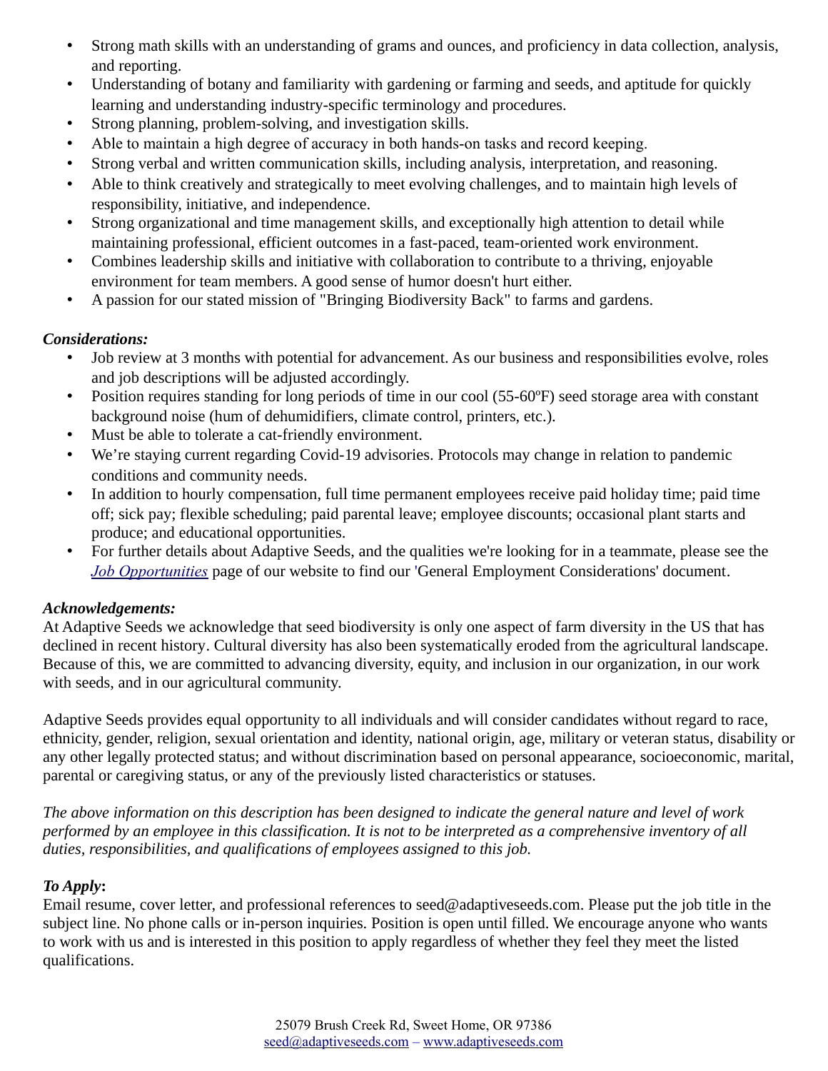- Strong math skills with an understanding of grams and ounces, and proficiency in data collection, analysis, and reporting.
- Understanding of botany and familiarity with gardening or farming and seeds, and aptitude for quickly learning and understanding industry-specific terminology and procedures.
- Strong planning, problem-solving, and investigation skills.
- Able to maintain a high degree of accuracy in both hands-on tasks and record keeping.
- Strong verbal and written communication skills, including analysis, interpretation, and reasoning.
- Able to think creatively and strategically to meet evolving challenges, and to maintain high levels of responsibility, initiative, and independence.
- Strong organizational and time management skills, and exceptionally high attention to detail while maintaining professional, efficient outcomes in a fast-paced, team-oriented work environment.
- Combines leadership skills and initiative with collaboration to contribute to a thriving, enjoyable environment for team members. A good sense of humor doesn't hurt either.
- A passion for our stated mission of "Bringing Biodiversity Back" to farms and gardens.

***Considerations:***

- Job review at 3 months with potential for advancement. As our business and responsibilities evolve, roles and job descriptions will be adjusted accordingly.
- Position requires standing for long periods of time in our cool (55-60ºF) seed storage area with constant background noise (hum of dehumidifiers, climate control, printers, etc.).
- Must be able to tolerate a cat-friendly environment.
- We're staying current regarding Covid-19 advisories. Protocols may change in relation to pandemic conditions and community needs.
- In addition to hourly compensation, full time permanent employees receive paid holiday time; paid time off; sick pay; flexible scheduling; paid parental leave; employee discounts; occasional plant starts and produce; and educational opportunities.
- For further details about Adaptive Seeds, and the qualities we're looking for in a teammate, please see the *Job Opportunities* page of our website to find our 'General Employment Considerations' document.

***Acknowledgements:***

At Adaptive Seeds we acknowledge that seed biodiversity is only one aspect of farm diversity in the US that has declined in recent history. Cultural diversity has also been systematically eroded from the agricultural landscape. Because of this, we are committed to advancing diversity, equity, and inclusion in our organization, in our work with seeds, and in our agricultural community.

Adaptive Seeds provides equal opportunity to all individuals and will consider candidates without regard to race, ethnicity, gender, religion, sexual orientation and identity, national origin, age, military or veteran status, disability or any other legally protected status; and without discrimination based on personal appearance, socioeconomic, marital, parental or caregiving status, or any of the previously listed characteristics or statuses.

*The above information on this description has been designed to indicate the general nature and level of work performed by an employee in this classification. It is not to be interpreted as a comprehensive inventory of all duties, responsibilities, and qualifications of employees assigned to this job.*

***To Apply*:**

Email resume, cover letter, and professional references to seed@adaptiveseeds.com. Please put the job title in the subject line. No phone calls or in-person inquiries. Position is open until filled. We encourage anyone who wants to work with us and is interested in this position to apply regardless of whether they feel they meet the listed qualifications.

25079 Brush Creek Rd, Sweet Home, OR 97386
seed@adaptiveseeds.com – www.adaptiveseeds.com